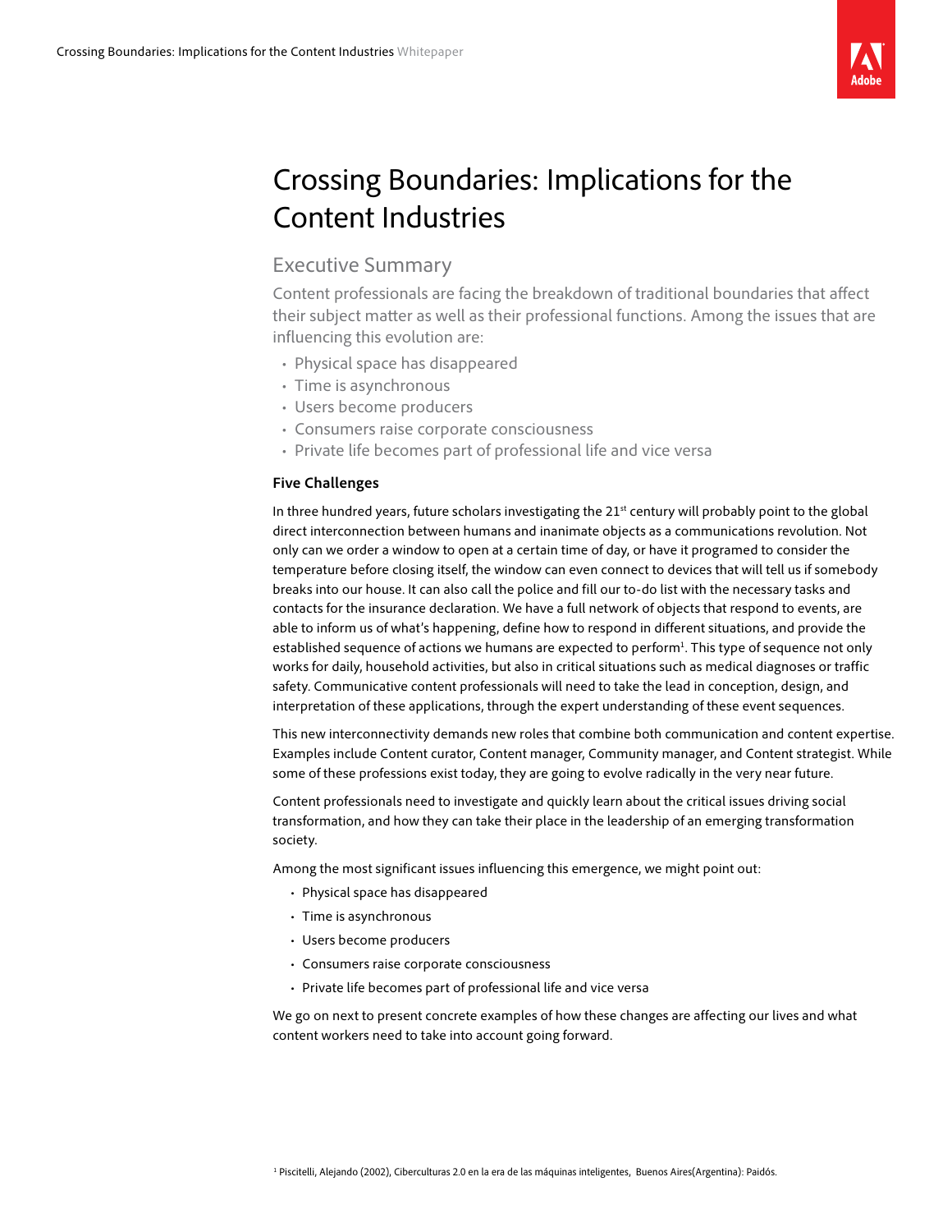# Crossing Boundaries: Implications for the Content Industries

## Executive Summary

Content professionals are facing the breakdown of traditional boundaries that affect their subject matter as well as their professional functions. Among the issues that are influencing this evolution are:

- Physical space has disappeared
- Time is asynchronous
- Users become producers
- Consumers raise corporate consciousness
- Private life becomes part of professional life and vice versa

### Five Challenges

In three hundred years, future scholars investigating the 21st century will probably point to the global direct interconnection between humans and inanimate objects as a communications revolution. Not only can we order a window to open at a certain time of day, or have it programed to consider the temperature before closing itself, the window can even connect to devices that will tell us if somebody breaks into our house. It can also call the police and fill our to-do list with the necessary tasks and contacts for the insurance declaration. We have a full network of objects that respond to events, are able to inform us of what's happening, define how to respond in different situations, and provide the established sequence of actions we humans are expected to perform[1]. This type of sequence not only works for daily, household activities, but also in critical situations such as medical diagnoses or traffic safety. Communicative content professionals will need to take the lead in conception, design, and interpretation of these applications, through the expert understanding of these event sequences.

This new interconnectivity demands new roles that combine both communication and content expertise. Examples include Content curator, Content manager, Community manager, and Content strategist. While some of these professions exist today, they are going to evolve radically in the very near future.

Content professionals need to investigate and quickly learn about the critical issues driving social transformation, and how they can take their place in the leadership of an emerging transformation society.

Among the most significant issues influencing this emergence, we might point out:

- Physical space has disappeared
- Time is asynchronous
- Users become producers
- Consumers raise corporate consciousness
- Private life becomes part of professional life and vice versa

We go on next to present concrete examples of how these changes are affecting our lives and what content workers need to take into account going forward.

[1] Piscitelli, Alejandro (2002), Ciberculturas 2.0 en la era de las máquinas inteligentes, Buenos Aires(Argentina): Paidós.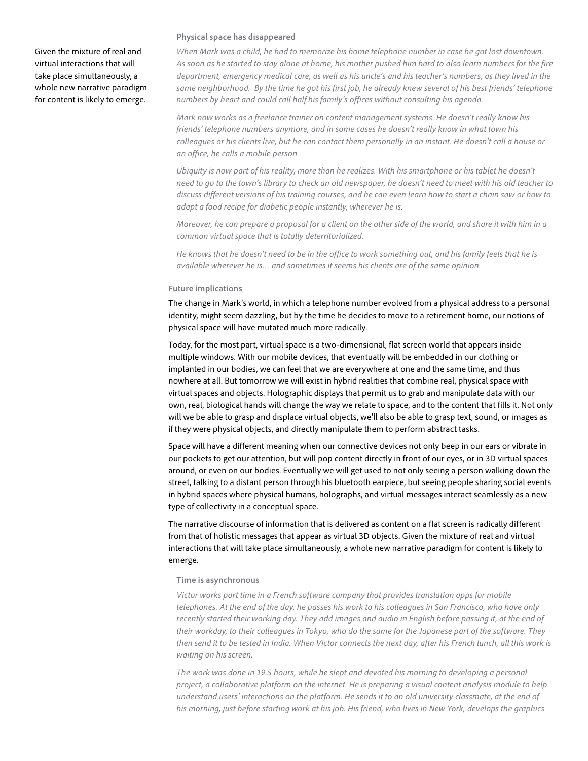### Physical space has disappeared

*When Mark was a child, he had to memorize his home telephone number in case he got lost downtown. As soon as he started to stay alone at home, his mother pushed him hard to also learn numbers for the fire department, emergency medical care, as well as his uncle's and his teacher's numbers, as they lived in the same neighborhood. By the time he got his first job, he already knew several of his best friends' telephone numbers by heart and could call half his family's offices without consulting his agenda.*

*Mark now works as a freelance trainer on content management systems. He doesn't really know his friends' telephone numbers anymore, and in some cases he doesn't really know in what town his colleagues or his clients live, but he can contact them personally in an instant. He doesn't call a house or an office, he calls a mobile person.*

*Ubiquity is now part of his reality, more than he realizes. With his smartphone or his tablet he doesn't need to go to the town's library to check an old newspaper, he doesn't need to meet with his old teacher to discuss different versions of his training courses, and he can even learn how to start a chain saw or how to adapt a food recipe for diabetic people instantly, wherever he is.*

*Moreover, he can prepare a proposal for a client on the other side of the world, and share it with him in a common virtual space that is totally deterritorialized.*

*He knows that he doesn't need to be in the office to work something out, and his family feels that he is available wherever he is… and sometimes it seems his clients are of the same opinion.*

### Future implications

The change in Mark's world, in which a telephone number evolved from a physical address to a personal identity, might seem dazzling, but by the time he decides to move to a retirement home, our notions of physical space will have mutated much more radically.

Today, for the most part, virtual space is a two-dimensional, flat screen world that appears inside multiple windows. With our mobile devices, that eventually will be embedded in our clothing or implanted in our bodies, we can feel that we are everywhere at one and the same time, and thus nowhere at all. But tomorrow we will exist in hybrid realities that combine real, physical space with virtual spaces and objects. Holographic displays that permit us to grab and manipulate data with our own, real, biological hands will change the way we relate to space, and to the content that fills it. Not only will we be able to grasp and displace virtual objects, we'll also be able to grasp text, sound, or images as if they were physical objects, and directly manipulate them to perform abstract tasks.

Space will have a different meaning when our connective devices not only beep in our ears or vibrate in our pockets to get our attention, but will pop content directly in front of our eyes, or in 3D virtual spaces around, or even on our bodies. Eventually we will get used to not only seeing a person walking down the street, talking to a distant person through his bluetooth earpiece, but seeing people sharing social events in hybrid spaces where physical humans, holographs, and virtual messages interact seamlessly as a new type of collectivity in a conceptual space.

The narrative discourse of information that is delivered as content on a flat screen is radically different from that of holistic messages that appear as virtual 3D objects. Given the mixture of real and virtual interactions that will take place simultaneously, a whole new narrative paradigm for content is likely to emerge.

> Given the mixture of real and virtual interactions that will take place simultaneously, a whole new narrative paradigm for content is likely to emerge.

### Time is asynchronous

*Victor works part time in a French software company that provides translation apps for mobile telephones. At the end of the day, he passes his work to his colleagues in San Francisco, who have only recently started their working day. They add images and audio in English before passing it, at the end of their workday, to their colleagues in Tokyo, who do the same for the Japanese part of the software. They then send it to be tested in India. When Victor connects the next day, after his French lunch, all this work is waiting on his screen.*

*The work was done in 19.5 hours, while he slept and devoted his morning to developing a personal project, a collaborative platform on the internet. He is preparing a visual content analysis module to help understand users' interactions on the platform. He sends it to an old university classmate, at the end of his morning, just before starting work at his job. His friend, who lives in New York, develops the graphics*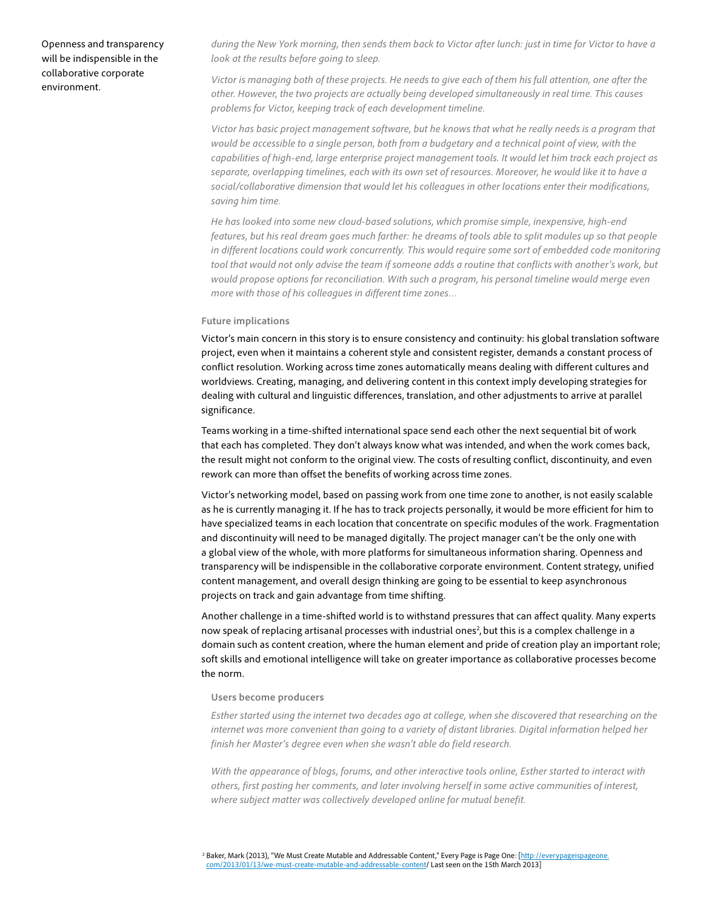Openness and transparency will be indispensable in the collaborative corporate environment.

*during the New York morning, then sends them back to Victor after lunch: just in time for Victor to have a look at the results before going to sleep.*

*Victor is managing both of these projects. He needs to give each of them his full attention, one after the other. However, the two projects are actually being developed simultaneously in real time. This causes problems for Victor, keeping track of each development timeline.*

*Victor has basic project management software, but he knows that what he really needs is a program that would be accessible to a single person, both from a budgetary and a technical point of view, with the capabilities of high-end, large enterprise project management tools. It would let him track each project as separate, overlapping timelines, each with its own set of resources. Moreover, he would like it to have a social/collaborative dimension that would let his colleagues in other locations enter their modifications, saving him time.*

*He has looked into some new cloud-based solutions, which promise simple, inexpensive, high-end features, but his real dream goes much farther: he dreams of tools able to split modules up so that people in different locations could work concurrently. This would require some sort of embedded code monitoring tool that would not only advise the team if someone adds a routine that conflicts with another's work, but would propose options for reconciliation. With such a program, his personal timeline would merge even more with those of his colleagues in different time zones…*

### Future implications

Victor's main concern in this story is to ensure consistency and continuity: his global translation software project, even when it maintains a coherent style and consistent register, demands a constant process of conflict resolution. Working across time zones automatically means dealing with different cultures and worldviews. Creating, managing, and delivering content in this context imply developing strategies for dealing with cultural and linguistic differences, translation, and other adjustments to arrive at parallel significance.

Teams working in a time-shifted international space send each other the next sequential bit of work that each has completed. They don't always know what was intended, and when the work comes back, the result might not conform to the original view. The costs of resulting conflict, discontinuity, and even rework can more than offset the benefits of working across time zones.

Victor's networking model, based on passing work from one time zone to another, is not easily scalable as he is currently managing it. If he has to track projects personally, it would be more efficient for him to have specialized teams in each location that concentrate on specific modules of the work. Fragmentation and discontinuity will need to be managed digitally. The project manager can't be the only one with a global view of the whole, with more platforms for simultaneous information sharing. Openness and transparency will be indispensable in the collaborative corporate environment. Content strategy, unified content management, and overall design thinking are going to be essential to keep asynchronous projects on track and gain advantage from time shifting.

Another challenge in a time-shifted world is to withstand pressures that can affect quality. Many experts now speak of replacing artisanal processes with industrial ones[2], but this is a complex challenge in a domain such as content creation, where the human element and pride of creation play an important role; soft skills and emotional intelligence will take on greater importance as collaborative processes become the norm.

#### Users become producers

*Esther started using the internet two decades ago at college, when she discovered that researching on the internet was more convenient than going to a variety of distant libraries. Digital information helped her finish her Master's degree even when she wasn't able do field research.*

*With the appearance of blogs, forums, and other interactive tools online, Esther started to interact with others, first posting her comments, and later involving herself in some active communities of interest, where subject matter was collectively developed online for mutual benefit.*

[2] Baker, Mark (2013), "We Must Create Mutable and Addressable Content," Every Page is Page One: [http://everypageispageone.com/2013/01/13/we-must-create-mutable-and-addressable-content/ Last seen on the 15th March 2013]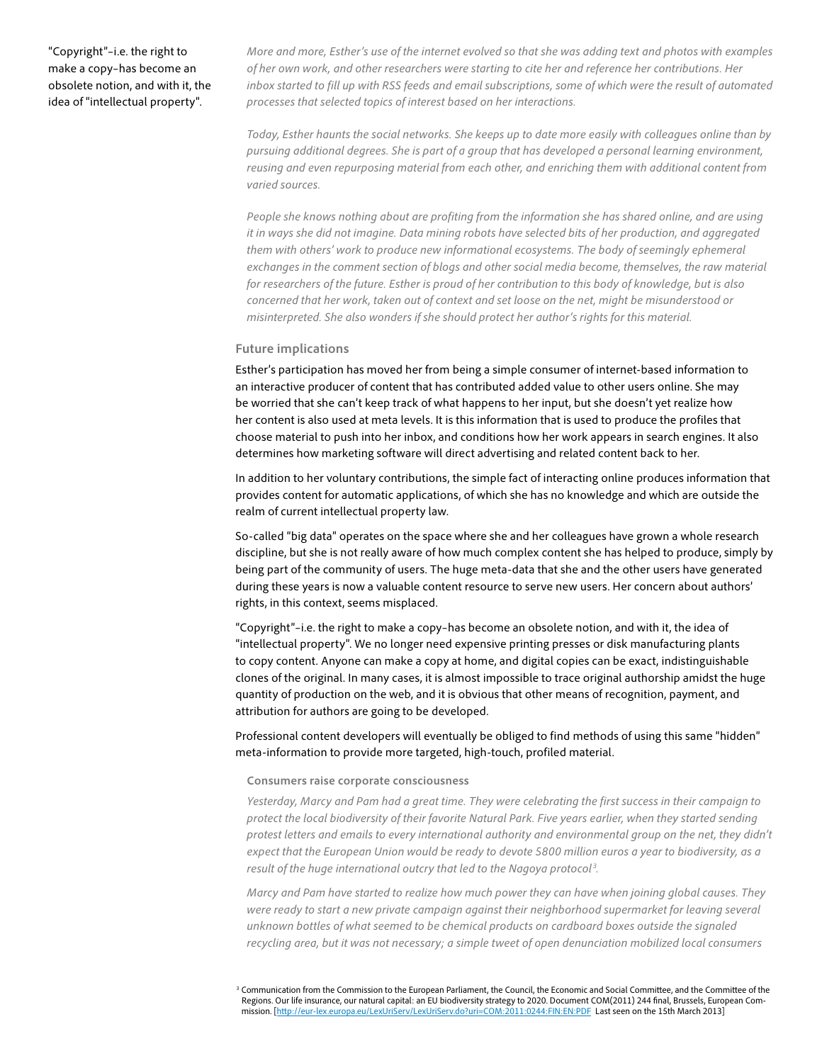> "Copyright"–i.e. the right to make a copy–has become an obsolete notion, and with it, the idea of "intellectual property".

*More and more, Esther's use of the internet evolved so that she was adding text and photos with examples of her own work, and other researchers were starting to cite her and reference her contributions. Her inbox started to fill up with RSS feeds and email subscriptions, some of which were the result of automated processes that selected topics of interest based on her interactions.*

*Today, Esther haunts the social networks. She keeps up to date more easily with colleagues online than by pursuing additional degrees. She is part of a group that has developed a personal learning environment, reusing and even repurposing material from each other, and enriching them with additional content from varied sources.*

*People she knows nothing about are profiting from the information she has shared online, and are using it in ways she did not imagine. Data mining robots have selected bits of her production, and aggregated them with others' work to produce new informational ecosystems. The body of seemingly ephemeral exchanges in the comment section of blogs and other social media become, themselves, the raw material for researchers of the future. Esther is proud of her contribution to this body of knowledge, but is also concerned that her work, taken out of context and set loose on the net, might be misunderstood or misinterpreted. She also wonders if she should protect her author's rights for this material.*

### Future implications

Esther's participation has moved her from being a simple consumer of internet-based information to an interactive producer of content that has contributed added value to other users online. She may be worried that she can't keep track of what happens to her input, but she doesn't yet realize how her content is also used at meta levels. It is this information that is used to produce the profiles that choose material to push into her inbox, and conditions how her work appears in search engines. It also determines how marketing software will direct advertising and related content back to her.

In addition to her voluntary contributions, the simple fact of interacting online produces information that provides content for automatic applications, of which she has no knowledge and which are outside the realm of current intellectual property law.

So-called "big data" operates on the space where she and her colleagues have grown a whole research discipline, but she is not really aware of how much complex content she has helped to produce, simply by being part of the community of users. The huge meta-data that she and the other users have generated during these years is now a valuable content resource to serve new users. Her concern about authors' rights, in this context, seems misplaced.

"Copyright"–i.e. the right to make a copy–has become an obsolete notion, and with it, the idea of "intellectual property". We no longer need expensive printing presses or disk manufacturing plants to copy content. Anyone can make a copy at home, and digital copies can be exact, indistinguishable clones of the original. In many cases, it is almost impossible to trace original authorship amidst the huge quantity of production on the web, and it is obvious that other means of recognition, payment, and attribution for authors are going to be developed.

Professional content developers will eventually be obliged to find methods of using this same "hidden" meta-information to provide more targeted, high-touch, profiled material.

#### Consumers raise corporate consciousness

*Yesterday, Marcy and Pam had a great time. They were celebrating the first success in their campaign to protect the local biodiversity of their favorite Natural Park. Five years earlier, when they started sending protest letters and emails to every international authority and environmental group on the net, they didn't expect that the European Union would be ready to devote 5800 million euros a year to biodiversity, as a result of the huge international outcry that led to the Nagoya protocol*[3]*.*

*Marcy and Pam have started to realize how much power they can have when joining global causes. They were ready to start a new private campaign against their neighborhood supermarket for leaving several unknown bottles of what seemed to be chemical products on cardboard boxes outside the signaled recycling area, but it was not necessary; a simple tweet of open denunciation mobilized local consumers*

[3] Communication from the Commission to the European Parliament, the Council, the Economic and Social Committee, and the Committee of the Regions. Our life insurance, our natural capital: an EU biodiversity strategy to 2020. Document COM(2011) 244 final, Brussels, European Commission. [http://eur-lex.europa.eu/LexUriServ/LexUriServ.do?uri=COM:2011:0244:FIN:EN:PDF Last seen on the 15th March 2013]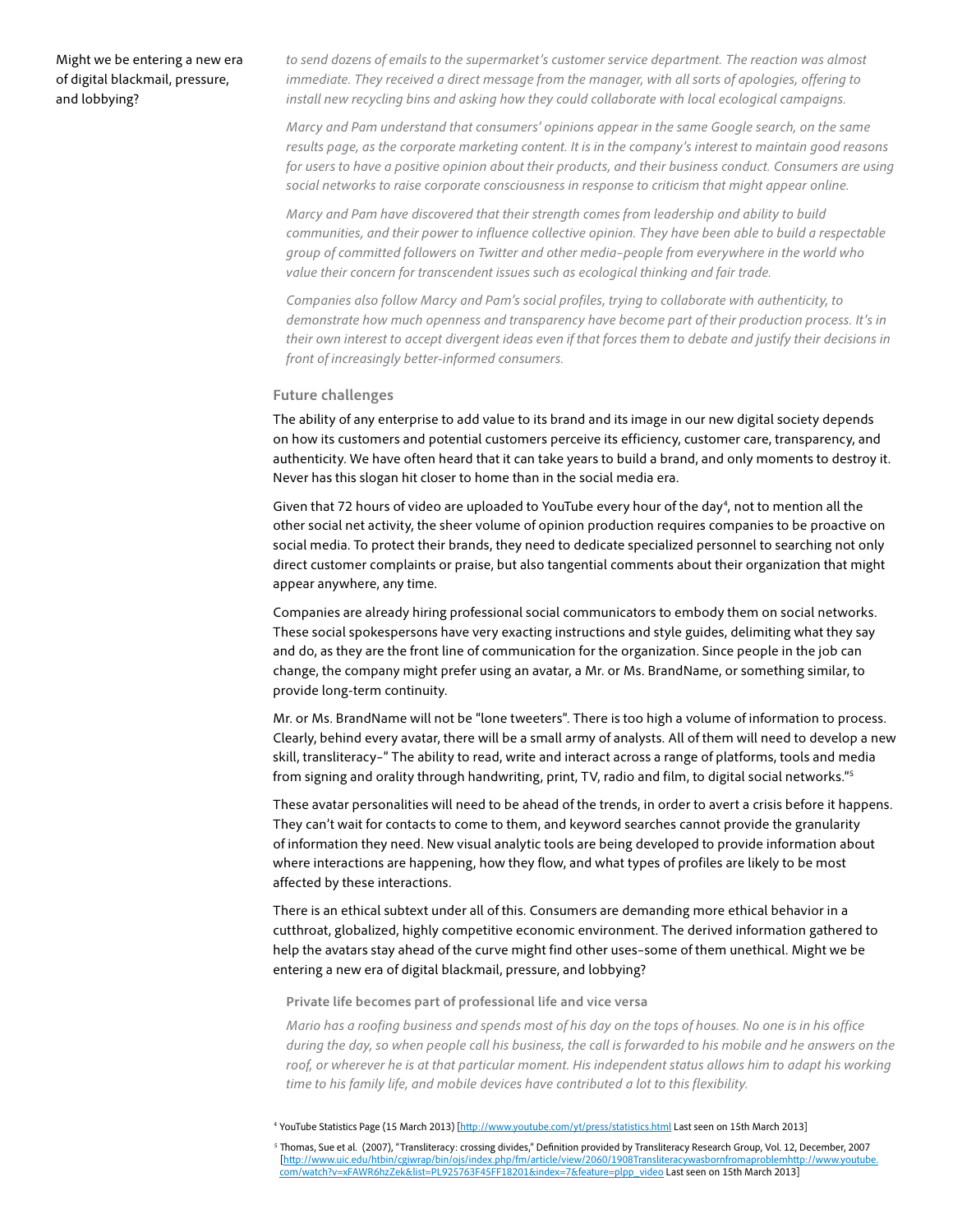Might we be entering a new era of digital blackmail, pressure, and lobbying?

*to send dozens of emails to the supermarket's customer service department. The reaction was almost immediate. They received a direct message from the manager, with all sorts of apologies, offering to install new recycling bins and asking how they could collaborate with local ecological campaigns.*

*Marcy and Pam understand that consumers' opinions appear in the same Google search, on the same results page, as the corporate marketing content. It is in the company's interest to maintain good reasons for users to have a positive opinion about their products, and their business conduct. Consumers are using social networks to raise corporate consciousness in response to criticism that might appear online.*

*Marcy and Pam have discovered that their strength comes from leadership and ability to build communities, and their power to influence collective opinion. They have been able to build a respectable group of committed followers on Twitter and other media–people from everywhere in the world who value their concern for transcendent issues such as ecological thinking and fair trade.*

*Companies also follow Marcy and Pam's social profiles, trying to collaborate with authenticity, to demonstrate how much openness and transparency have become part of their production process. It's in their own interest to accept divergent ideas even if that forces them to debate and justify their decisions in front of increasingly better-informed consumers.*

### Future challenges

The ability of any enterprise to add value to its brand and its image in our new digital society depends on how its customers and potential customers perceive its efficiency, customer care, transparency, and authenticity. We have often heard that it can take years to build a brand, and only moments to destroy it. Never has this slogan hit closer to home than in the social media era.

Given that 72 hours of video are uploaded to YouTube every hour of the day[4], not to mention all the other social net activity, the sheer volume of opinion production requires companies to be proactive on social media. To protect their brands, they need to dedicate specialized personnel to searching not only direct customer complaints or praise, but also tangential comments about their organization that might appear anywhere, any time.

Companies are already hiring professional social communicators to embody them on social networks. These social spokespersons have very exacting instructions and style guides, delimiting what they say and do, as they are the front line of communication for the organization. Since people in the job can change, the company might prefer using an avatar, a Mr. or Ms. BrandName, or something similar, to provide long-term continuity.

Mr. or Ms. BrandName will not be "lone tweeters". There is too high a volume of information to process. Clearly, behind every avatar, there will be a small army of analysts. All of them will need to develop a new skill, transliteracy–" The ability to read, write and interact across a range of platforms, tools and media from signing and orality through handwriting, print, TV, radio and film, to digital social networks."[5]

These avatar personalities will need to be ahead of the trends, in order to avert a crisis before it happens. They can't wait for contacts to come to them, and keyword searches cannot provide the granularity of information they need. New visual analytic tools are being developed to provide information about where interactions are happening, how they flow, and what types of profiles are likely to be most affected by these interactions.

There is an ethical subtext under all of this. Consumers are demanding more ethical behavior in a cutthroat, globalized, highly competitive economic environment. The derived information gathered to help the avatars stay ahead of the curve might find other uses–some of them unethical. Might we be entering a new era of digital blackmail, pressure, and lobbying?

#### Private life becomes part of professional life and vice versa

*Mario has a roofing business and spends most of his day on the tops of houses. No one is in his office during the day, so when people call his business, the call is forwarded to his mobile and he answers on the roof, or wherever he is at that particular moment. His independent status allows him to adapt his working time to his family life, and mobile devices have contributed a lot to this flexibility.*

[4] YouTube Statistics Page (15 March 2013) [http://www.youtube.com/yt/press/statistics.html Last seen on 15th March 2013]

[5] Thomas, Sue et al. (2007), "Transliteracy: crossing divides," Definition provided by Transliteracy Research Group, Vol. 12, December, 2007 [http://www.uic.edu/htbin/cgiwrap/bin/ojs/index.php/fm/article/view/2060/1908Transliteracywasbornfromaproblemhttp://www.youtube.com/watch?v=xFAWR6hzZek&list=PL925763F45FF18201&index=7&feature=plpp_video Last seen on 15th March 2013]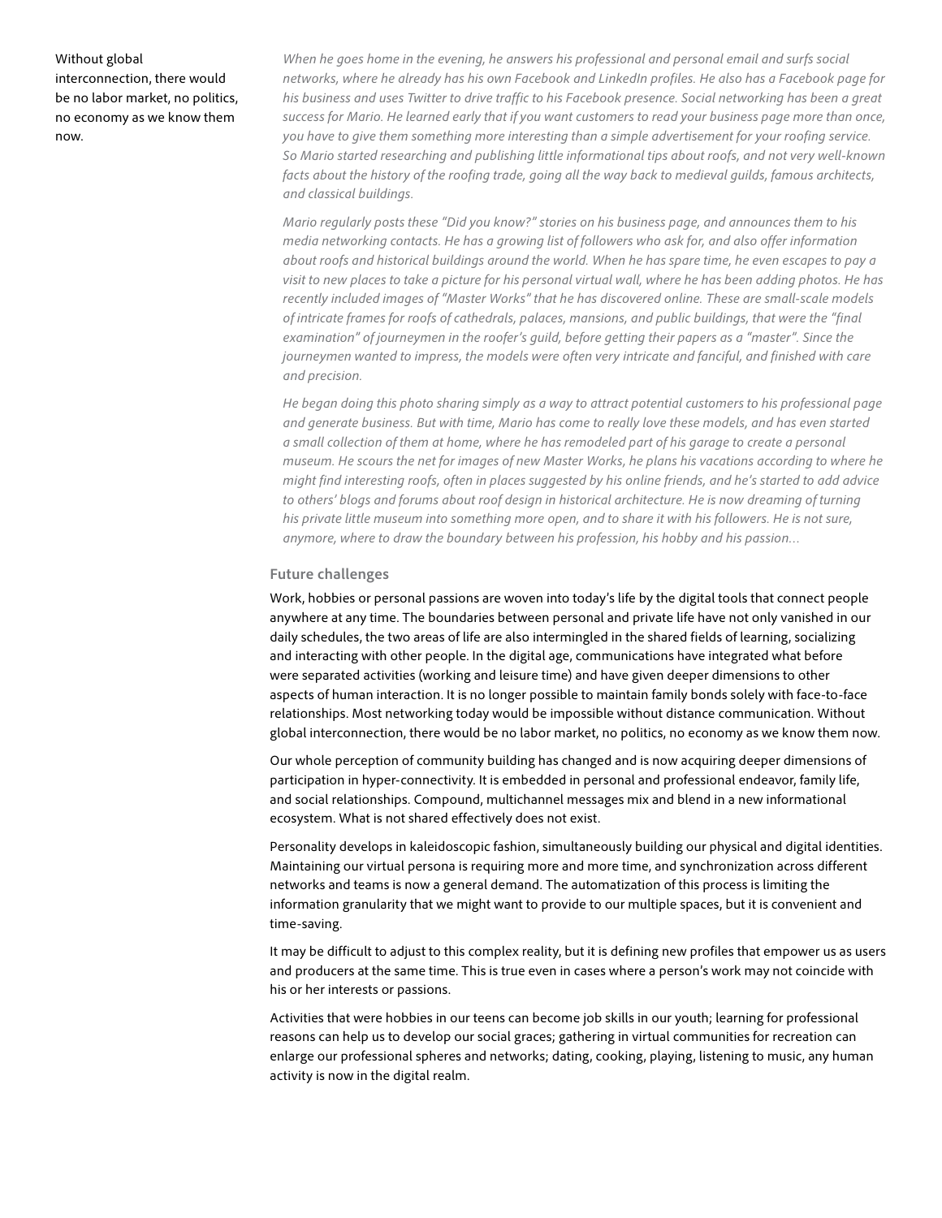*When he goes home in the evening, he answers his professional and personal email and surfs social networks, where he already has his own Facebook and LinkedIn profiles. He also has a Facebook page for his business and uses Twitter to drive traffic to his Facebook presence. Social networking has been a great success for Mario. He learned early that if you want customers to read your business page more than once, you have to give them something more interesting than a simple advertisement for your roofing service. So Mario started researching and publishing little informational tips about roofs, and not very well-known facts about the history of the roofing trade, going all the way back to medieval guilds, famous architects, and classical buildings.*

*Mario regularly posts these "Did you know?" stories on his business page, and announces them to his media networking contacts. He has a growing list of followers who ask for, and also offer information about roofs and historical buildings around the world. When he has spare time, he even escapes to pay a visit to new places to take a picture for his personal virtual wall, where he has been adding photos. He has recently included images of "Master Works" that he has discovered online. These are small-scale models of intricate frames for roofs of cathedrals, palaces, mansions, and public buildings, that were the "final examination" of journeymen in the roofer's guild, before getting their papers as a "master". Since the journeymen wanted to impress, the models were often very intricate and fanciful, and finished with care and precision.*

*He began doing this photo sharing simply as a way to attract potential customers to his professional page and generate business. But with time, Mario has come to really love these models, and has even started a small collection of them at home, where he has remodeled part of his garage to create a personal museum. He scours the net for images of new Master Works, he plans his vacations according to where he might find interesting roofs, often in places suggested by his online friends, and he's started to add advice to others' blogs and forums about roof design in historical architecture. He is now dreaming of turning his private little museum into something more open, and to share it with his followers. He is not sure, anymore, where to draw the boundary between his profession, his hobby and his passion…*

### Future challenges

Work, hobbies or personal passions are woven into today's life by the digital tools that connect people anywhere at any time. The boundaries between personal and private life have not only vanished in our daily schedules, the two areas of life are also intermingled in the shared fields of learning, socializing and interacting with other people. In the digital age, communications have integrated what before were separated activities (working and leisure time) and have given deeper dimensions to other aspects of human interaction. It is no longer possible to maintain family bonds solely with face-to-face relationships. Most networking today would be impossible without distance communication. Without global interconnection, there would be no labor market, no politics, no economy as we know them now.

> Without global interconnection, there would be no labor market, no politics, no economy as we know them now.

Our whole perception of community building has changed and is now acquiring deeper dimensions of participation in hyper-connectivity. It is embedded in personal and professional endeavor, family life, and social relationships. Compound, multichannel messages mix and blend in a new informational ecosystem. What is not shared effectively does not exist.

Personality develops in kaleidoscopic fashion, simultaneously building our physical and digital identities. Maintaining our virtual persona is requiring more and more time, and synchronization across different networks and teams is now a general demand. The automatization of this process is limiting the information granularity that we might want to provide to our multiple spaces, but it is convenient and time-saving.

It may be difficult to adjust to this complex reality, but it is defining new profiles that empower us as users and producers at the same time. This is true even in cases where a person's work may not coincide with his or her interests or passions.

Activities that were hobbies in our teens can become job skills in our youth; learning for professional reasons can help us to develop our social graces; gathering in virtual communities for recreation can enlarge our professional spheres and networks; dating, cooking, playing, listening to music, any human activity is now in the digital realm.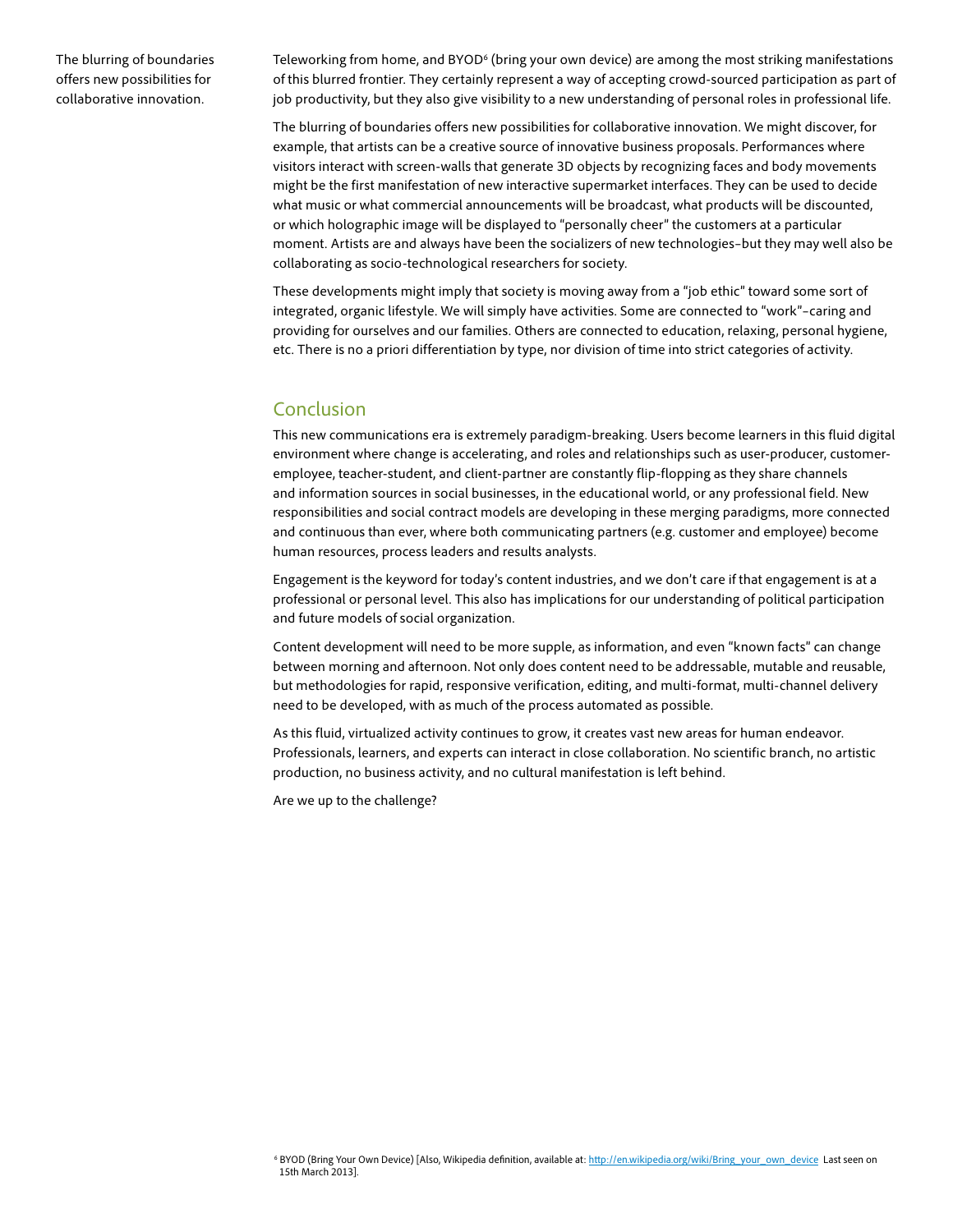The blurring of boundaries offers new possibilities for collaborative innovation.

Teleworking from home, and BYOD[6] (bring your own device) are among the most striking manifestations of this blurred frontier. They certainly represent a way of accepting crowd-sourced participation as part of job productivity, but they also give visibility to a new understanding of personal roles in professional life.

The blurring of boundaries offers new possibilities for collaborative innovation. We might discover, for example, that artists can be a creative source of innovative business proposals. Performances where visitors interact with screen-walls that generate 3D objects by recognizing faces and body movements might be the first manifestation of new interactive supermarket interfaces. They can be used to decide what music or what commercial announcements will be broadcast, what products will be discounted, or which holographic image will be displayed to "personally cheer" the customers at a particular moment. Artists are and always have been the socializers of new technologies–but they may well also be collaborating as socio-technological researchers for society.

These developments might imply that society is moving away from a "job ethic" toward some sort of integrated, organic lifestyle. We will simply have activities. Some are connected to "work"–caring and providing for ourselves and our families. Others are connected to education, relaxing, personal hygiene, etc. There is no a priori differentiation by type, nor division of time into strict categories of activity.

## Conclusion

This new communications era is extremely paradigm-breaking. Users become learners in this fluid digital environment where change is accelerating, and roles and relationships such as user-producer, customer-employee, teacher-student, and client-partner are constantly flip-flopping as they share channels and information sources in social businesses, in the educational world, or any professional field. New responsibilities and social contract models are developing in these merging paradigms, more connected and continuous than ever, where both communicating partners (e.g. customer and employee) become human resources, process leaders and results analysts.

Engagement is the keyword for today's content industries, and we don't care if that engagement is at a professional or personal level. This also has implications for our understanding of political participation and future models of social organization.

Content development will need to be more supple, as information, and even "known facts" can change between morning and afternoon. Not only does content need to be addressable, mutable and reusable, but methodologies for rapid, responsive verification, editing, and multi-format, multi-channel delivery need to be developed, with as much of the process automated as possible.

As this fluid, virtualized activity continues to grow, it creates vast new areas for human endeavor. Professionals, learners, and experts can interact in close collaboration. No scientific branch, no artistic production, no business activity, and no cultural manifestation is left behind.

Are we up to the challenge?

[6] BYOD (Bring Your Own Device) [Also, Wikipedia definition, available at: http://en.wikipedia.org/wiki/Bring_your_own_device Last seen on 15th March 2013].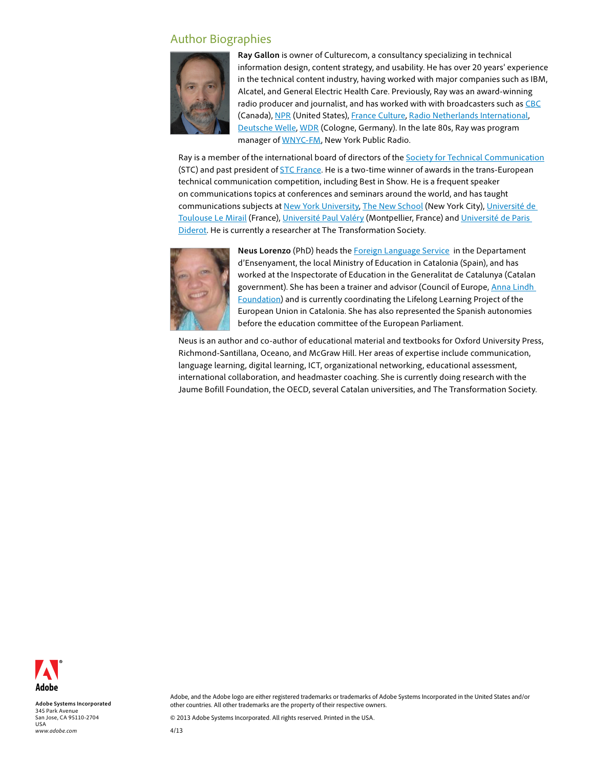## Author Biographies

**Ray Gallon** is owner of Culturecom, a consultancy specializing in technical information design, content strategy, and usability. He has over 20 years' experience in the technical content industry, having worked with major companies such as IBM, Alcatel, and General Electric Health Care. Previously, Ray was an award-winning radio producer and journalist, and has worked with with broadcasters such as CBC (Canada), NPR (United States), France Culture, Radio Netherlands International, Deutsche Welle, WDR (Cologne, Germany). In the late 80s, Ray was program manager of WNYC-FM, New York Public Radio.

Ray is a member of the international board of directors of the Society for Technical Communication (STC) and past president of STC France. He is a two-time winner of awards in the trans-European technical communication competition, including Best in Show. He is a frequent speaker on communications topics at conferences and seminars around the world, and has taught communications subjects at New York University, The New School (New York City), Université de Toulouse Le Mirail (France), Université Paul Valéry (Montpellier, France) and Université de Paris Diderot. He is currently a researcher at The Transformation Society.

**Neus Lorenzo** (PhD) heads the Foreign Language Service in the Departament d'Ensenyament, the local Ministry of Education in Catalonia (Spain), and has worked at the Inspectorate of Education in the Generalitat de Catalunya (Catalan government). She has been a trainer and advisor (Council of Europe, Anna Lindh Foundation) and is currently coordinating the Lifelong Learning Project of the European Union in Catalonia. She has also represented the Spanish autonomies before the education committee of the European Parliament.

Neus is an author and co-author of educational material and textbooks for Oxford University Press, Richmond-Santillana, Oceano, and McGraw Hill. Her areas of expertise include communication, language learning, digital learning, ICT, organizational networking, educational assessment, international collaboration, and headmaster coaching. She is currently doing research with the Jaume Bofill Foundation, the OECD, several Catalan universities, and The Transformation Society.

Adobe

**Adobe Systems Incorporated**
345 Park Avenue
San Jose, CA 95110-2704
USA
*www.adobe.com*

Adobe, and the Adobe logo are either registered trademarks or trademarks of Adobe Systems Incorporated in the United States and/or other countries. All other trademarks are the property of their respective owners.

© 2013 Adobe Systems Incorporated. All rights reserved. Printed in the USA.

4/13